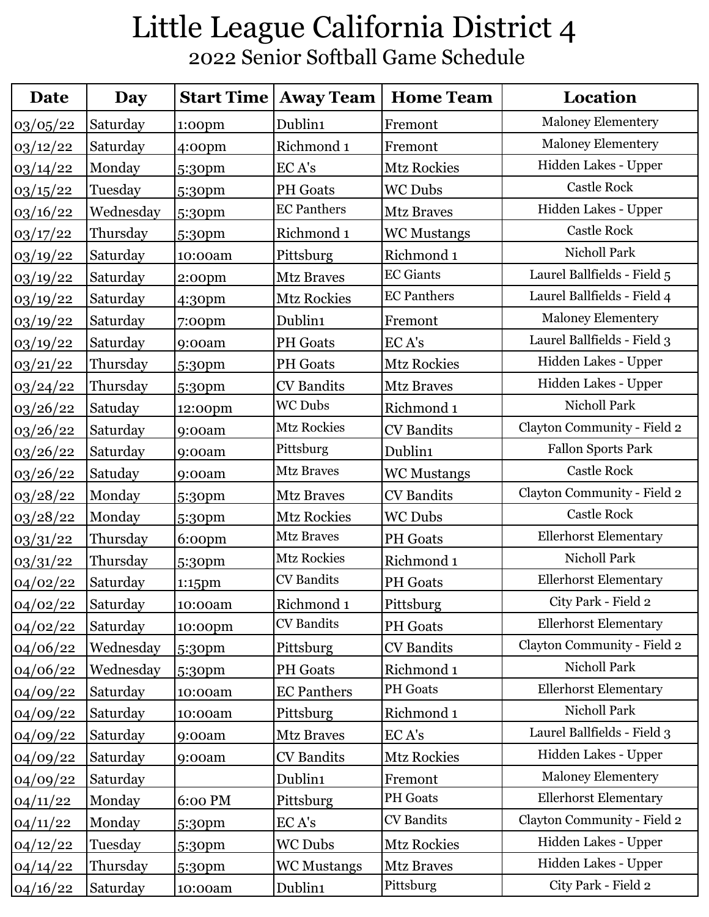# Little League California District 4

## 2022 Senior Softball Game Schedule

| Date | Day | Start Time | Away Team | Home Team | Location |
| --- | --- | --- | --- | --- | --- |
| 03/05/22 | Saturday | 1:00pm | Dublin1 | Fremont | Maloney Elementery |
| 03/12/22 | Saturday | 4:00pm | Richmond 1 | Fremont | Maloney Elementery |
| 03/14/22 | Monday | 5:30pm | EC A's | Mtz Rockies | Hidden Lakes - Upper |
| 03/15/22 | Tuesday | 5:30pm | PH Goats | WC Dubs | Castle Rock |
| 03/16/22 | Wednesday | 5:30pm | EC Panthers | Mtz Braves | Hidden Lakes - Upper |
| 03/17/22 | Thursday | 5:30pm | Richmond 1 | WC Mustangs | Castle Rock |
| 03/19/22 | Saturday | 10:00am | Pittsburg | Richmond 1 | Nicholl Park |
| 03/19/22 | Saturday | 2:00pm | Mtz Braves | EC Giants | Laurel Ballfields - Field 5 |
| 03/19/22 | Saturday | 4:30pm | Mtz Rockies | EC Panthers | Laurel Ballfields - Field 4 |
| 03/19/22 | Saturday | 7:00pm | Dublin1 | Fremont | Maloney Elementery |
| 03/19/22 | Saturday | 9:00am | PH Goats | EC A's | Laurel Ballfields - Field 3 |
| 03/21/22 | Thursday | 5:30pm | PH Goats | Mtz Rockies | Hidden Lakes - Upper |
| 03/24/22 | Thursday | 5:30pm | CV Bandits | Mtz Braves | Hidden Lakes - Upper |
| 03/26/22 | Satuday | 12:00pm | WC Dubs | Richmond 1 | Nicholl Park |
| 03/26/22 | Saturday | 9:00am | Mtz Rockies | CV Bandits | Clayton Community - Field 2 |
| 03/26/22 | Saturday | 9:00am | Pittsburg | Dublin1 | Fallon Sports Park |
| 03/26/22 | Satuday | 9:00am | Mtz Braves | WC Mustangs | Castle Rock |
| 03/28/22 | Monday | 5:30pm | Mtz Braves | CV Bandits | Clayton Community - Field 2 |
| 03/28/22 | Monday | 5:30pm | Mtz Rockies | WC Dubs | Castle Rock |
| 03/31/22 | Thursday | 6:00pm | Mtz Braves | PH Goats | Ellerhorst Elementary |
| 03/31/22 | Thursday | 5:30pm | Mtz Rockies | Richmond 1 | Nicholl Park |
| 04/02/22 | Saturday | 1:15pm | CV Bandits | PH Goats | Ellerhorst Elementary |
| 04/02/22 | Saturday | 10:00am | Richmond 1 | Pittsburg | City Park - Field 2 |
| 04/02/22 | Saturday | 10:00pm | CV Bandits | PH Goats | Ellerhorst Elementary |
| 04/06/22 | Wednesday | 5:30pm | Pittsburg | CV Bandits | Clayton Community - Field 2 |
| 04/06/22 | Wednesday | 5:30pm | PH Goats | Richmond 1 | Nicholl Park |
| 04/09/22 | Saturday | 10:00am | EC Panthers | PH Goats | Ellerhorst Elementary |
| 04/09/22 | Saturday | 10:00am | Pittsburg | Richmond 1 | Nicholl Park |
| 04/09/22 | Saturday | 9:00am | Mtz Braves | EC A's | Laurel Ballfields - Field 3 |
| 04/09/22 | Saturday | 9:00am | CV Bandits | Mtz Rockies | Hidden Lakes - Upper |
| 04/09/22 | Saturday | | Dublin1 | Fremont | Maloney Elementery |
| 04/11/22 | Monday | 6:00 PM | Pittsburg | PH Goats | Ellerhorst Elementary |
| 04/11/22 | Monday | 5:30pm | EC A's | CV Bandits | Clayton Community - Field 2 |
| 04/12/22 | Tuesday | 5:30pm | WC Dubs | Mtz Rockies | Hidden Lakes - Upper |
| 04/14/22 | Thursday | 5:30pm | WC Mustangs | Mtz Braves | Hidden Lakes - Upper |
| 04/16/22 | Saturday | 10:00am | Dublin1 | Pittsburg | City Park - Field 2 |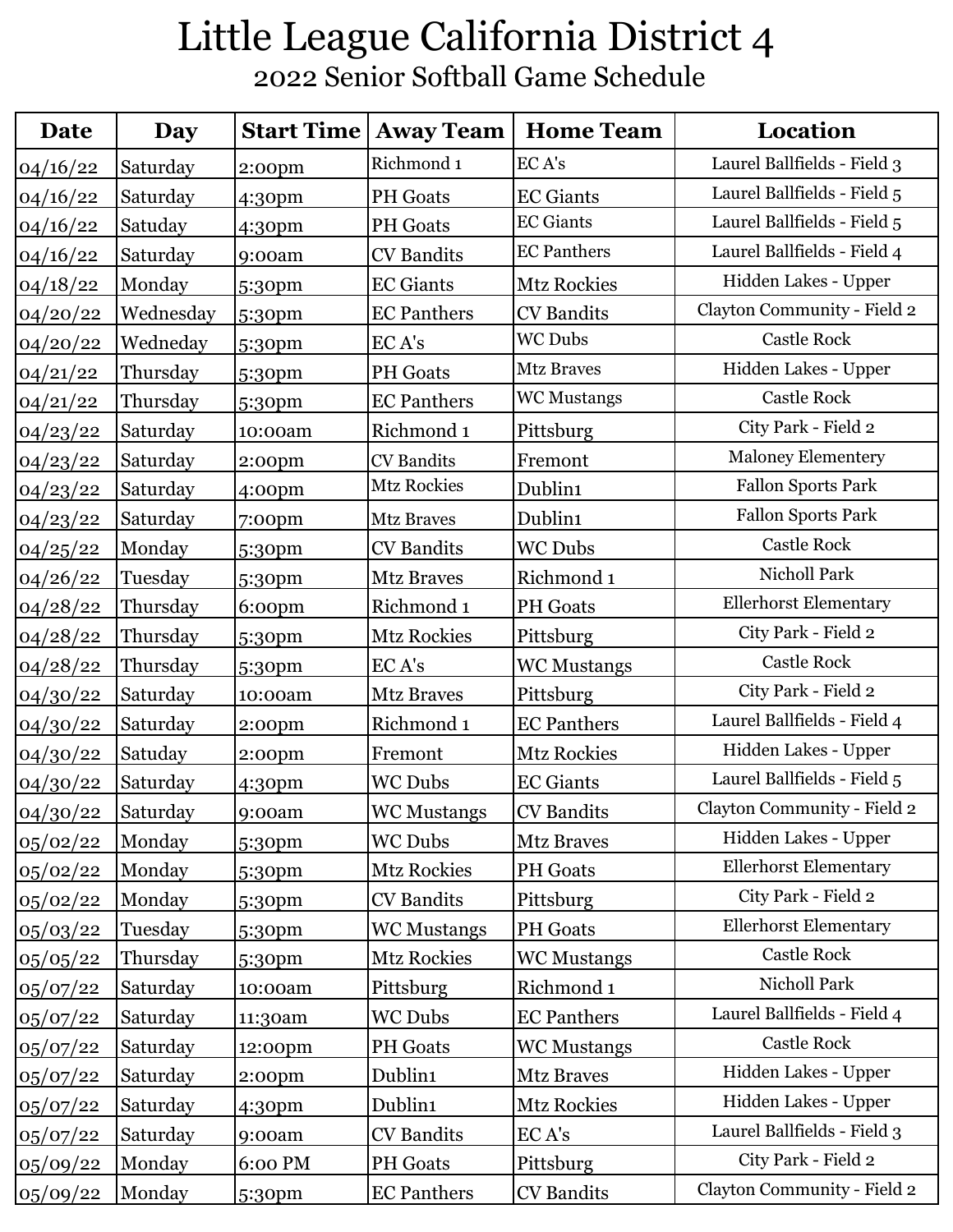# Little League California District 4

## 2022 Senior Softball Game Schedule

| Date | Day | Start Time | Away Team | Home Team | Location |
|---|---|---|---|---|---|
| 04/16/22 | Saturday | 2:00pm | Richmond 1 | EC A's | Laurel Ballfields - Field 3 |
| 04/16/22 | Saturday | 4:30pm | PH Goats | EC Giants | Laurel Ballfields - Field 5 |
| 04/16/22 | Satuday | 4:30pm | PH Goats | EC Giants | Laurel Ballfields - Field 5 |
| 04/16/22 | Saturday | 9:00am | CV Bandits | EC Panthers | Laurel Ballfields - Field 4 |
| 04/18/22 | Monday | 5:30pm | EC Giants | Mtz Rockies | Hidden Lakes - Upper |
| 04/20/22 | Wednesday | 5:30pm | EC Panthers | CV Bandits | Clayton Community - Field 2 |
| 04/20/22 | Wedneday | 5:30pm | EC A's | WC Dubs | Castle Rock |
| 04/21/22 | Thursday | 5:30pm | PH Goats | Mtz Braves | Hidden Lakes - Upper |
| 04/21/22 | Thursday | 5:30pm | EC Panthers | WC Mustangs | Castle Rock |
| 04/23/22 | Saturday | 10:00am | Richmond 1 | Pittsburg | City Park - Field 2 |
| 04/23/22 | Saturday | 2:00pm | CV Bandits | Fremont | Maloney Elementery |
| 04/23/22 | Saturday | 4:00pm | Mtz Rockies | Dublin1 | Fallon Sports Park |
| 04/23/22 | Saturday | 7:00pm | Mtz Braves | Dublin1 | Fallon Sports Park |
| 04/25/22 | Monday | 5:30pm | CV Bandits | WC Dubs | Castle Rock |
| 04/26/22 | Tuesday | 5:30pm | Mtz Braves | Richmond 1 | Nicholl Park |
| 04/28/22 | Thursday | 6:00pm | Richmond 1 | PH Goats | Ellerhorst Elementary |
| 04/28/22 | Thursday | 5:30pm | Mtz Rockies | Pittsburg | City Park - Field 2 |
| 04/28/22 | Thursday | 5:30pm | EC A's | WC Mustangs | Castle Rock |
| 04/30/22 | Saturday | 10:00am | Mtz Braves | Pittsburg | City Park - Field 2 |
| 04/30/22 | Saturday | 2:00pm | Richmond 1 | EC Panthers | Laurel Ballfields - Field 4 |
| 04/30/22 | Satuday | 2:00pm | Fremont | Mtz Rockies | Hidden Lakes - Upper |
| 04/30/22 | Saturday | 4:30pm | WC Dubs | EC Giants | Laurel Ballfields - Field 5 |
| 04/30/22 | Saturday | 9:00am | WC Mustangs | CV Bandits | Clayton Community - Field 2 |
| 05/02/22 | Monday | 5:30pm | WC Dubs | Mtz Braves | Hidden Lakes - Upper |
| 05/02/22 | Monday | 5:30pm | Mtz Rockies | PH Goats | Ellerhorst Elementary |
| 05/02/22 | Monday | 5:30pm | CV Bandits | Pittsburg | City Park - Field 2 |
| 05/03/22 | Tuesday | 5:30pm | WC Mustangs | PH Goats | Ellerhorst Elementary |
| 05/05/22 | Thursday | 5:30pm | Mtz Rockies | WC Mustangs | Castle Rock |
| 05/07/22 | Saturday | 10:00am | Pittsburg | Richmond 1 | Nicholl Park |
| 05/07/22 | Saturday | 11:30am | WC Dubs | EC Panthers | Laurel Ballfields - Field 4 |
| 05/07/22 | Saturday | 12:00pm | PH Goats | WC Mustangs | Castle Rock |
| 05/07/22 | Saturday | 2:00pm | Dublin1 | Mtz Braves | Hidden Lakes - Upper |
| 05/07/22 | Saturday | 4:30pm | Dublin1 | Mtz Rockies | Hidden Lakes - Upper |
| 05/07/22 | Saturday | 9:00am | CV Bandits | EC A's | Laurel Ballfields - Field 3 |
| 05/09/22 | Monday | 6:00 PM | PH Goats | Pittsburg | City Park - Field 2 |
| 05/09/22 | Monday | 5:30pm | EC Panthers | CV Bandits | Clayton Community - Field 2 |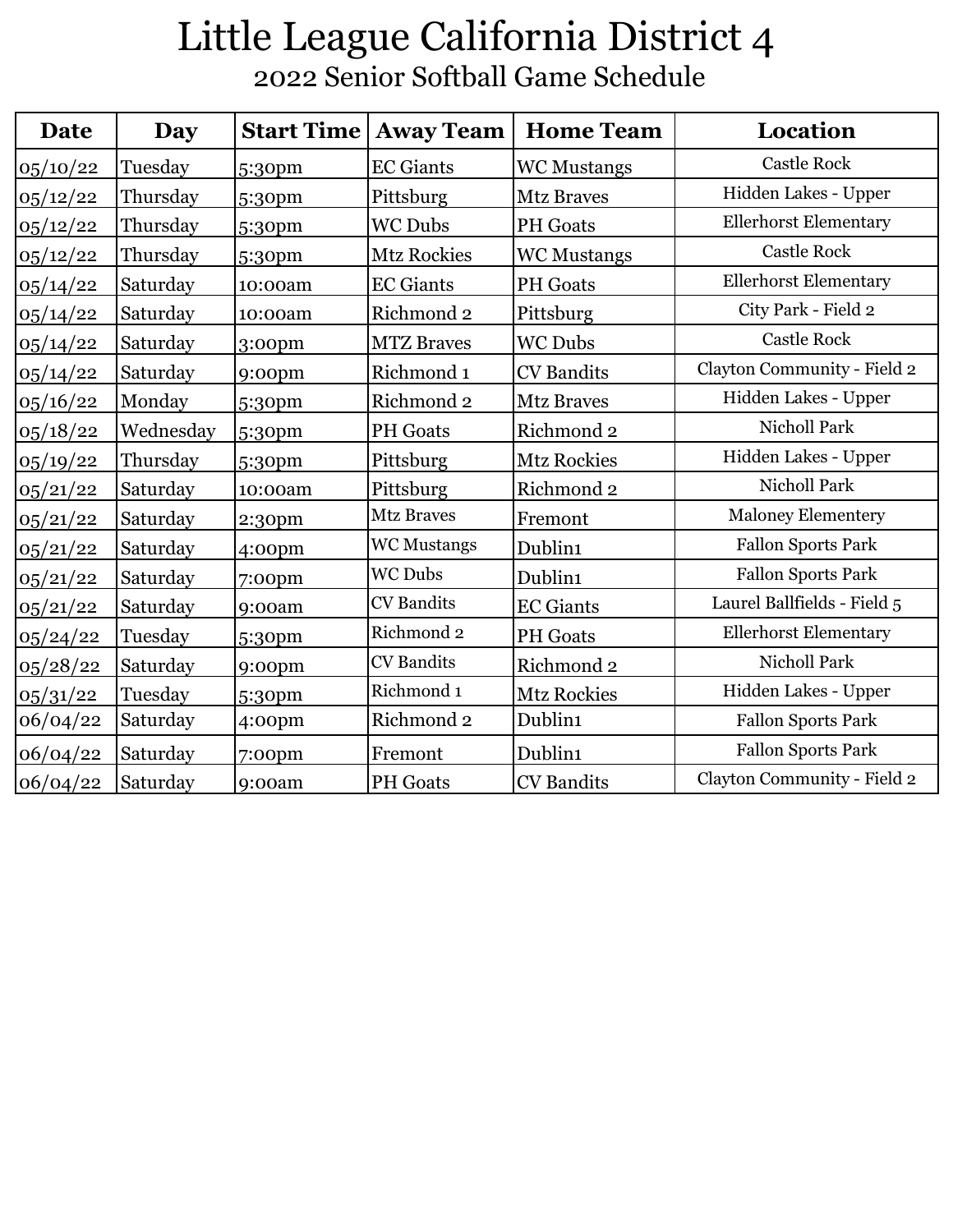# Little League California District 4

## 2022 Senior Softball Game Schedule

| Date | Day | Start Time | Away Team | Home Team | Location |
|---|---|---|---|---|---|
| 05/10/22 | Tuesday | 5:30pm | EC Giants | WC Mustangs | Castle Rock |
| 05/12/22 | Thursday | 5:30pm | Pittsburg | Mtz Braves | Hidden Lakes - Upper |
| 05/12/22 | Thursday | 5:30pm | WC Dubs | PH Goats | Ellerhorst Elementary |
| 05/12/22 | Thursday | 5:30pm | Mtz Rockies | WC Mustangs | Castle Rock |
| 05/14/22 | Saturday | 10:00am | EC Giants | PH Goats | Ellerhorst Elementary |
| 05/14/22 | Saturday | 10:00am | Richmond 2 | Pittsburg | City Park - Field 2 |
| 05/14/22 | Saturday | 3:00pm | MTZ Braves | WC Dubs | Castle Rock |
| 05/14/22 | Saturday | 9:00pm | Richmond 1 | CV Bandits | Clayton Community - Field 2 |
| 05/16/22 | Monday | 5:30pm | Richmond 2 | Mtz Braves | Hidden Lakes - Upper |
| 05/18/22 | Wednesday | 5:30pm | PH Goats | Richmond 2 | Nicholl Park |
| 05/19/22 | Thursday | 5:30pm | Pittsburg | Mtz Rockies | Hidden Lakes - Upper |
| 05/21/22 | Saturday | 10:00am | Pittsburg | Richmond 2 | Nicholl Park |
| 05/21/22 | Saturday | 2:30pm | Mtz Braves | Fremont | Maloney Elementery |
| 05/21/22 | Saturday | 4:00pm | WC Mustangs | Dublin1 | Fallon Sports Park |
| 05/21/22 | Saturday | 7:00pm | WC Dubs | Dublin1 | Fallon Sports Park |
| 05/21/22 | Saturday | 9:00am | CV Bandits | EC Giants | Laurel Ballfields - Field 5 |
| 05/24/22 | Tuesday | 5:30pm | Richmond 2 | PH Goats | Ellerhorst Elementary |
| 05/28/22 | Saturday | 9:00pm | CV Bandits | Richmond 2 | Nicholl Park |
| 05/31/22 | Tuesday | 5:30pm | Richmond 1 | Mtz Rockies | Hidden Lakes - Upper |
| 06/04/22 | Saturday | 4:00pm | Richmond 2 | Dublin1 | Fallon Sports Park |
| 06/04/22 | Saturday | 7:00pm | Fremont | Dublin1 | Fallon Sports Park |
| 06/04/22 | Saturday | 9:00am | PH Goats | CV Bandits | Clayton Community - Field 2 |